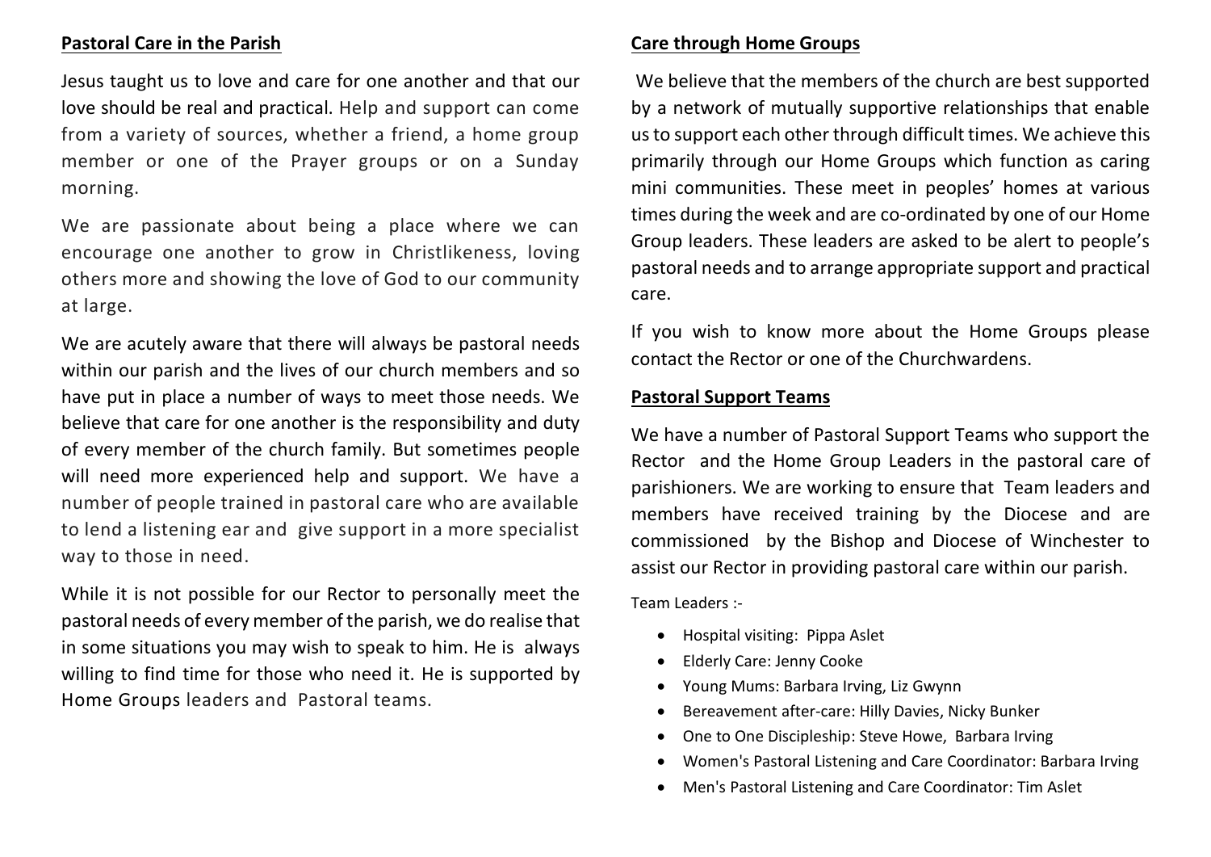## Pastoral Care in the Parish

Jesus taught us to love and care for one another and that our love should be real and practical. Help and support can come from a variety of sources, whether a friend, a home group member or one of the Prayer groups or on a Sunday morning.

We are passionate about being a place where we can encourage one another to grow in Christlikeness, loving others more and showing the love of God to our community at large.

We are acutely aware that there will always be pastoral needs within our parish and the lives of our church members and so have put in place a number of ways to meet those needs. We believe that care for one another is the responsibility and duty of every member of the church family. But sometimes people will need more experienced help and support. We have a number of people trained in pastoral care who are available to lend a listening ear and give support in a more specialist way to those in need.

While it is not possible for our Rector to personally meet the pastoral needs of every member of the parish, we do realise that in some situations you may wish to speak to him. He is always willing to find time for those who need it. He is supported by Home Groups leaders and Pastoral teams.

## Care through Home Groups

We believe that the members of the church are best supported by a network of mutually supportive relationships that enable us to support each other through difficult times. We achieve this primarily through our Home Groups which function as caring mini communities. These meet in peoples' homes at various times during the week and are co-ordinated by one of our Home Group leaders. These leaders are asked to be alert to people's pastoral needs and to arrange appropriate support and practical care.

If you wish to know more about the Home Groups please contact the Rector or one of the Churchwardens.

## Pastoral Support Teams

We have a number of Pastoral Support Teams who support the Rector and the Home Group Leaders in the pastoral care of parishioners. We are working to ensure that Team leaders and members have received training by the Diocese and are commissioned by the Bishop and Diocese of Winchester to assist our Rector in providing pastoral care within our parish.

Team Leaders :-

- Hospital visiting: Pippa Aslet
- Elderly Care: Jenny Cooke
- Young Mums: Barbara Irving, Liz Gwynn
- Bereavement after-care: Hilly Davies, Nicky Bunker
- One to One Discipleship: Steve Howe, Barbara Irving
- Women's Pastoral Listening and Care Coordinator: Barbara Irving
- Men's Pastoral Listening and Care Coordinator: Tim Aslet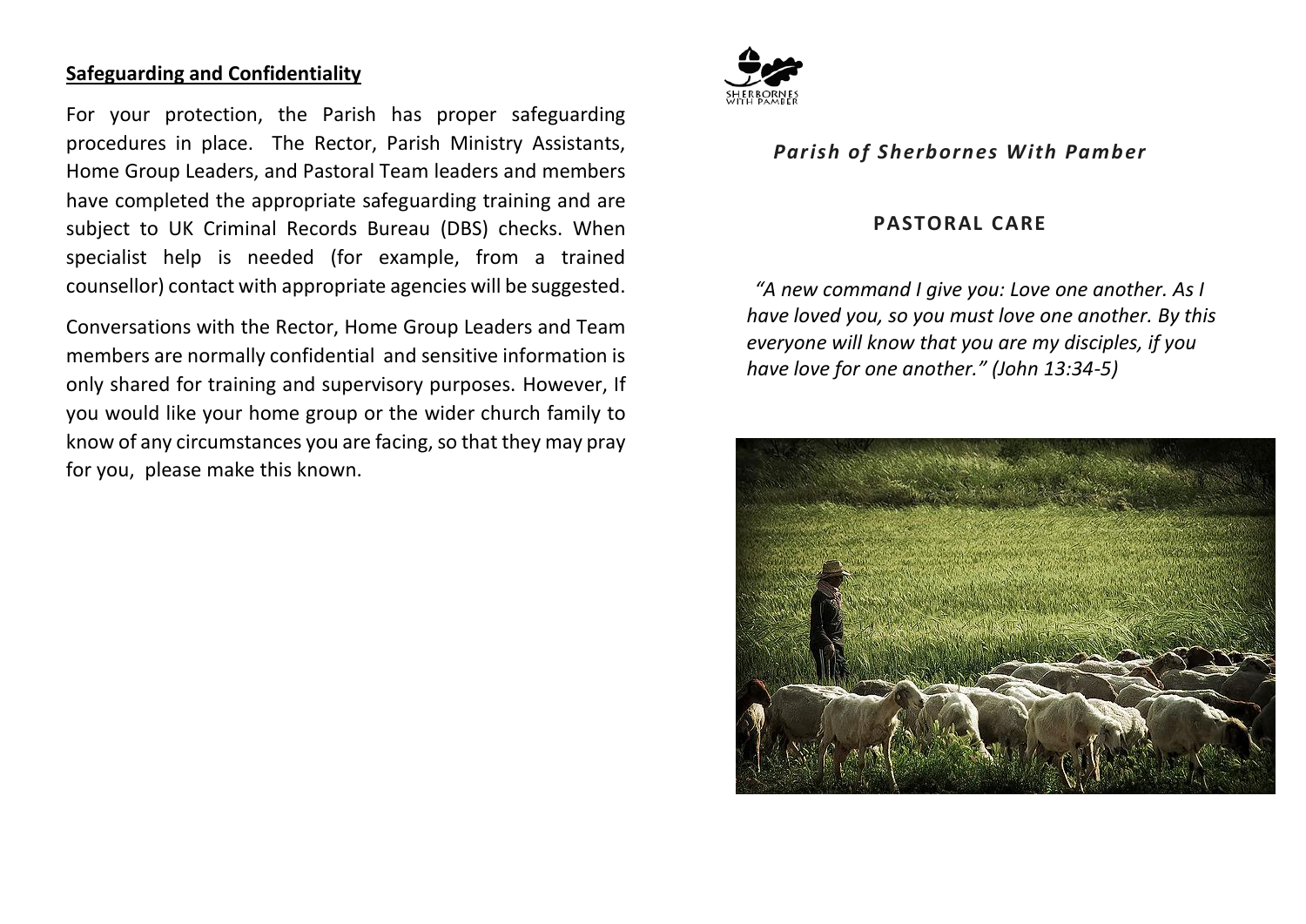## Safeguarding and Confidentiality

For your protection, the Parish has proper safeguarding procedures in place. The Rector, Parish Ministry Assistants, Home Group Leaders, and Pastoral Team leaders and members have completed the appropriate safeguarding training and are subject to UK Criminal Records Bureau (DBS) checks. When specialist help is needed (for example, from a trained counsellor) contact with appropriate agencies will be suggested.

Conversations with the Rector, Home Group Leaders and Team members are normally confidential and sensitive information is only shared for training and supervisory purposes. However, If you would like your home group or the wider church family to know of any circumstances you are facing, so that they may pray for you, please make this known.

SHERBORNES WITH PAMBER

***Parish of Sherbornes With Pamber***

# PASTORAL CARE

*"A new command I give you: Love one another. As I have loved you, so you must love one another. By this everyone will know that you are my disciples, if you have love for one another." (John 13:34-5)*